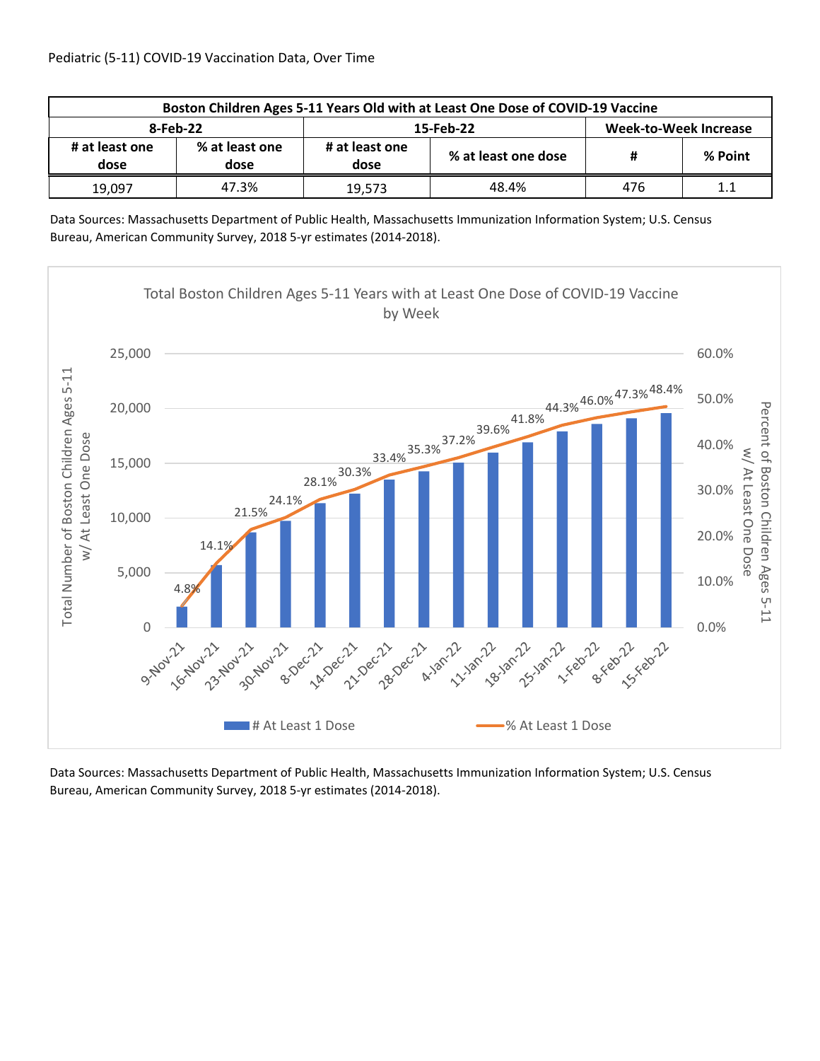Pediatric (5-11) COVID-19 Vaccination Data, Over Time

| Boston Children Ages 5-11 Years Old with at Least One Dose of COVID-19 Vaccine | | | | | |
|---|---|---|---|---|---|
| 8-Feb-22 | | 15-Feb-22 | | Week-to-Week Increase | |
| # at least one dose | % at least one dose | # at least one dose | % at least one dose | # | % Point |
| 19,097 | 47.3% | 19,573 | 48.4% | 476 | 1.1 |

Data Sources: Massachusetts Department of Public Health, Massachusetts Immunization Information System; U.S. Census Bureau, American Community Survey, 2018 5-yr estimates (2014-2018).

Total Boston Children Ages 5-11 Years with at Least One Dose of COVID-19 Vaccine by Week

| Week | % At Least 1 Dose |
|---|---|
| 9-Nov-21 | 4.8% |
| 16-Nov-21 | 14.1% |
| 23-Nov-21 | 21.5% |
| 30-Nov-21 | 24.1% |
| 8-Dec-21 | 28.1% |
| 14-Dec-21 | 30.3% |
| 21-Dec-21 | 33.4% |
| 28-Dec-21 | 35.3% |
| 4-Jan-22 | 37.2% |
| 11-Jan-22 | 39.6% |
| 18-Jan-22 | 41.8% |
| 25-Jan-22 | 44.3% |
| 1-Feb-22 | 46.0% |
| 8-Feb-22 | 47.3% |
| 15-Feb-22 | 48.4% |

Data Sources: Massachusetts Department of Public Health, Massachusetts Immunization Information System; U.S. Census Bureau, American Community Survey, 2018 5-yr estimates (2014-2018).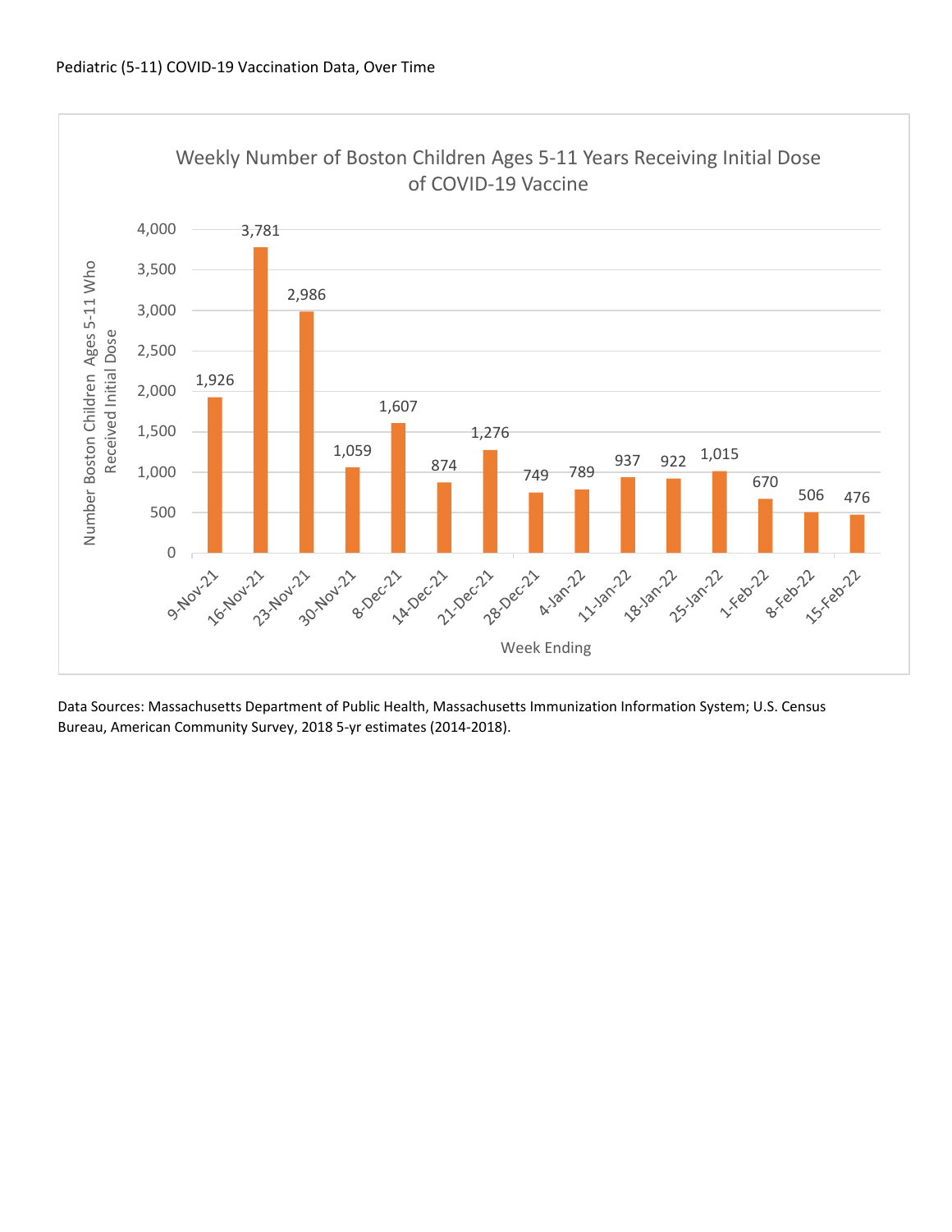Pediatric (5-11) COVID-19 Vaccination Data, Over Time

**Weekly Number of Boston Children Ages 5-11 Years Receiving Initial Dose of COVID-19 Vaccine**

| Week Ending | Number Boston Children Ages 5-11 Who Received Initial Dose |
|---|---|
| 9-Nov-21 | 1,926 |
| 16-Nov-21 | 3,781 |
| 23-Nov-21 | 2,986 |
| 30-Nov-21 | 1,059 |
| 8-Dec-21 | 1,607 |
| 14-Dec-21 | 874 |
| 21-Dec-21 | 1,276 |
| 28-Dec-21 | 749 |
| 4-Jan-22 | 789 |
| 11-Jan-22 | 937 |
| 18-Jan-22 | 922 |
| 25-Jan-22 | 1,015 |
| 1-Feb-22 | 670 |
| 8-Feb-22 | 506 |
| 15-Feb-22 | 476 |

Data Sources: Massachusetts Department of Public Health, Massachusetts Immunization Information System; U.S. Census Bureau, American Community Survey, 2018 5-yr estimates (2014-2018).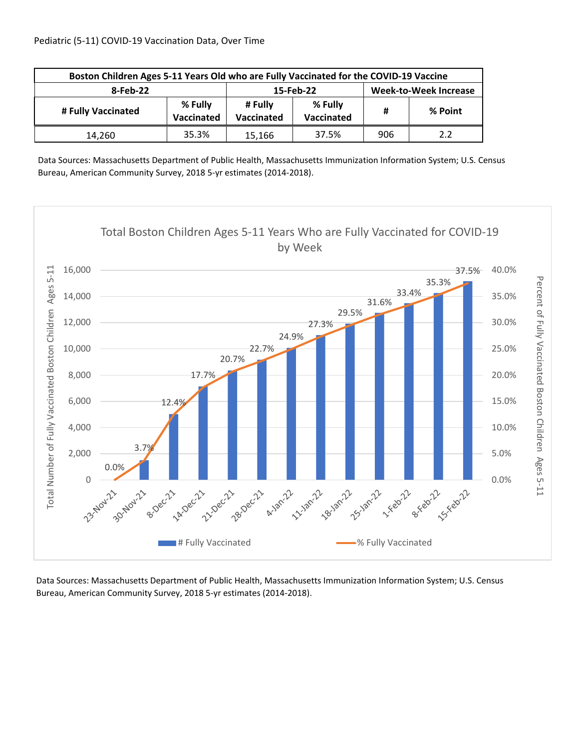Pediatric (5-11) COVID-19 Vaccination Data, Over Time

| Boston Children Ages 5-11 Years Old who are Fully Vaccinated for the COVID-19 Vaccine | | | | | |
|---|---|---|---|---|---|
| 8-Feb-22 | | 15-Feb-22 | | Week-to-Week Increase | |
| # Fully Vaccinated | % Fully Vaccinated | # Fully Vaccinated | % Fully Vaccinated | # | % Point |
| 14,260 | 35.3% | 15,166 | 37.5% | 906 | 2.2 |

Data Sources: Massachusetts Department of Public Health, Massachusetts Immunization Information System; U.S. Census Bureau, American Community Survey, 2018 5-yr estimates (2014-2018).

**Total Boston Children Ages 5-11 Years Who are Fully Vaccinated for COVID-19 by Week**

| Week | % Fully Vaccinated |
|---|---|
| 23-Nov-21 | 0.0% |
| 30-Nov-21 | 3.7% |
| 8-Dec-21 | 12.4% |
| 14-Dec-21 | 17.7% |
| 21-Dec-21 | 20.7% |
| 28-Dec-21 | 22.7% |
| 4-Jan-22 | 24.9% |
| 11-Jan-22 | 27.3% |
| 18-Jan-22 | 29.5% |
| 25-Jan-22 | 31.6% |
| 1-Feb-22 | 33.4% |
| 8-Feb-22 | 35.3% |
| 15-Feb-22 | 37.5% |

Legend: # Fully Vaccinated (Total Number of Fully Vaccinated Boston Children Ages 5-11); % Fully Vaccinated (Percent of Fully Vaccinated Boston Children Ages 5-11)

Data Sources: Massachusetts Department of Public Health, Massachusetts Immunization Information System; U.S. Census Bureau, American Community Survey, 2018 5-yr estimates (2014-2018).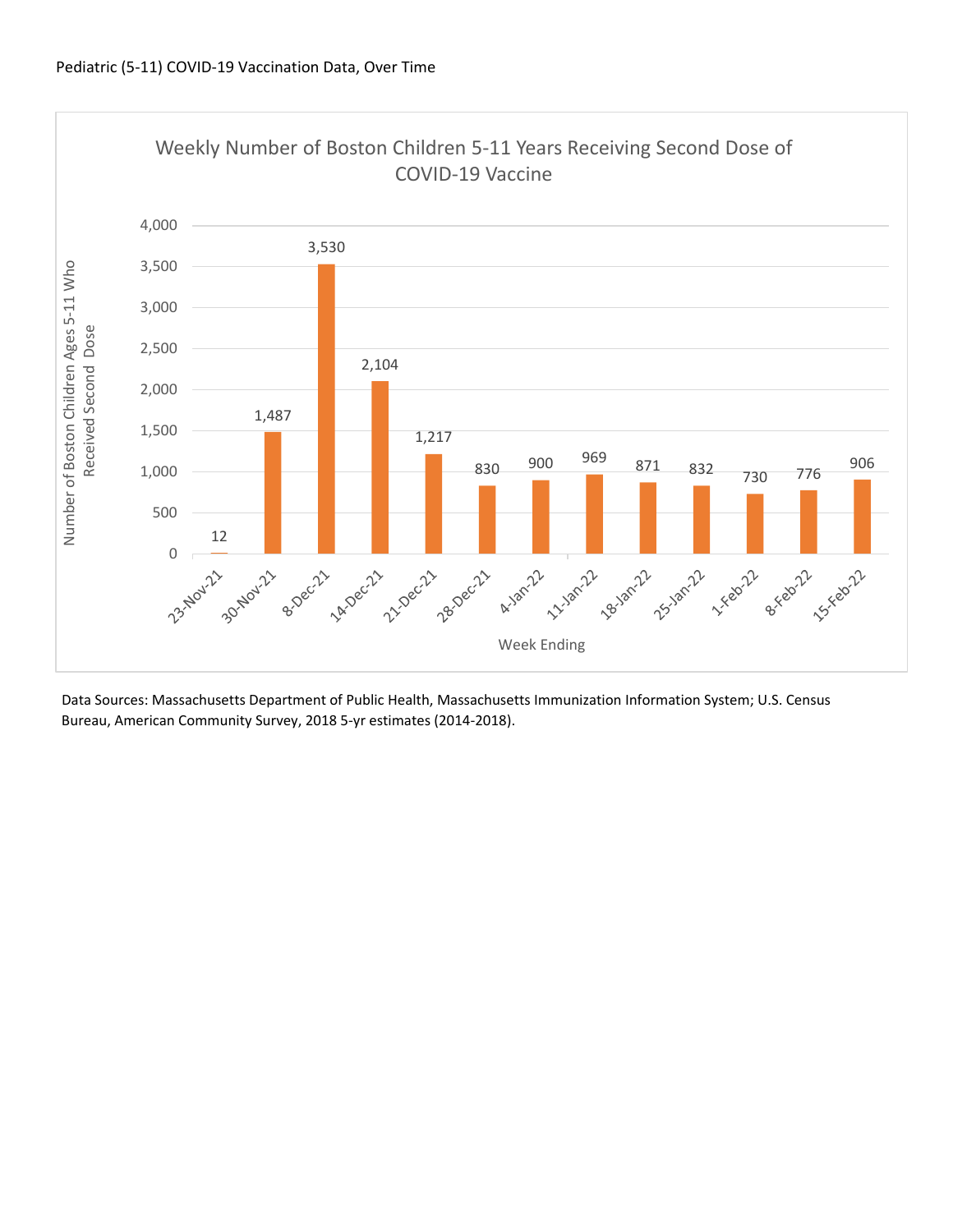Pediatric (5-11) COVID-19 Vaccination Data, Over Time

**Weekly Number of Boston Children 5-11 Years Receiving Second Dose of COVID-19 Vaccine**

| Week Ending | Number of Boston Children Ages 5-11 Who Received Second Dose |
|---|---|
| 23-Nov-21 | 12 |
| 30-Nov-21 | 1,487 |
| 8-Dec-21 | 3,530 |
| 14-Dec-21 | 2,104 |
| 21-Dec-21 | 1,217 |
| 28-Dec-21 | 830 |
| 4-Jan-22 | 900 |
| 11-Jan-22 | 969 |
| 18-Jan-22 | 871 |
| 25-Jan-22 | 832 |
| 1-Feb-22 | 730 |
| 8-Feb-22 | 776 |
| 15-Feb-22 | 906 |

Data Sources: Massachusetts Department of Public Health, Massachusetts Immunization Information System; U.S. Census Bureau, American Community Survey, 2018 5-yr estimates (2014-2018).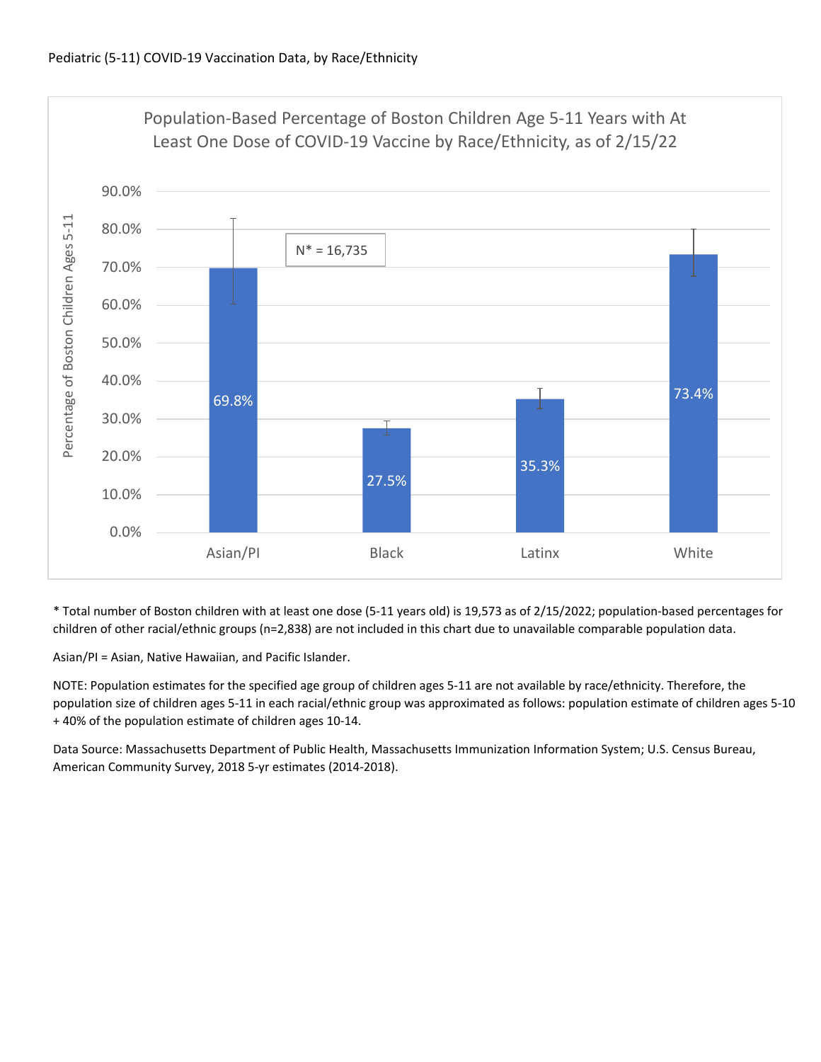Pediatric (5-11) COVID-19 Vaccination Data, by Race/Ethnicity

Population-Based Percentage of Boston Children Age 5-11 Years with At Least One Dose of COVID-19 Vaccine by Race/Ethnicity, as of 2/15/22

N* = 16,735

| Race/Ethnicity | Percentage of Boston Children Ages 5-11 |
|---|---|
| Asian/PI | 69.8% |
| Black | 27.5% |
| Latinx | 35.3% |
| White | 73.4% |

\* Total number of Boston children with at least one dose (5-11 years old) is 19,573 as of 2/15/2022; population-based percentages for children of other racial/ethnic groups (n=2,838) are not included in this chart due to unavailable comparable population data.

Asian/PI = Asian, Native Hawaiian, and Pacific Islander.

NOTE: Population estimates for the specified age group of children ages 5-11 are not available by race/ethnicity. Therefore, the population size of children ages 5-11 in each racial/ethnic group was approximated as follows: population estimate of children ages 5-10 + 40% of the population estimate of children ages 10-14.

Data Source: Massachusetts Department of Public Health, Massachusetts Immunization Information System; U.S. Census Bureau, American Community Survey, 2018 5-yr estimates (2014-2018).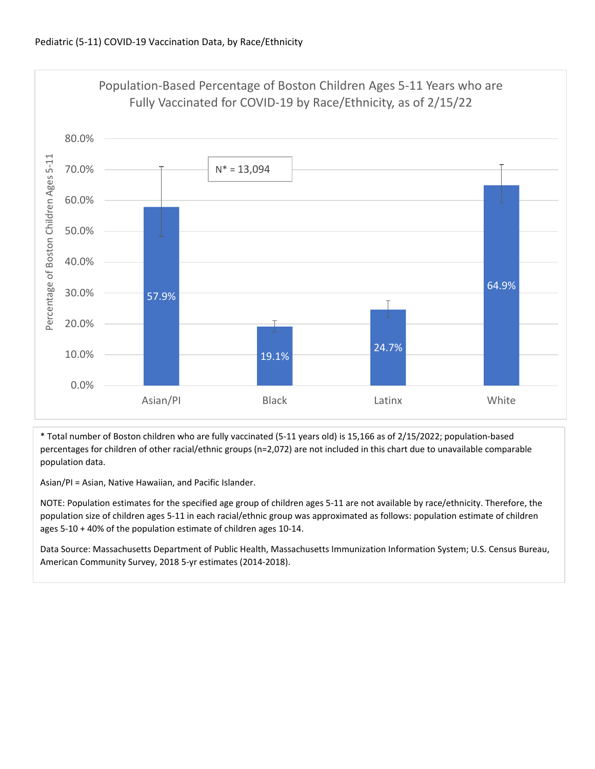Pediatric (5-11) COVID-19 Vaccination Data, by Race/Ethnicity

**Population-Based Percentage of Boston Children Ages 5-11 Years who are Fully Vaccinated for COVID-19 by Race/Ethnicity, as of 2/15/22**

N* = 13,094

| Race/Ethnicity | Percentage of Boston Children Ages 5-11 |
|---|---|
| Asian/PI | 57.9% |
| Black | 19.1% |
| Latinx | 24.7% |
| White | 64.9% |

* Total number of Boston children who are fully vaccinated (5-11 years old) is 15,166 as of 2/15/2022; population-based percentages for children of other racial/ethnic groups (n=2,072) are not included in this chart due to unavailable comparable population data.

Asian/PI = Asian, Native Hawaiian, and Pacific Islander.

NOTE: Population estimates for the specified age group of children ages 5-11 are not available by race/ethnicity. Therefore, the population size of children ages 5-11 in each racial/ethnic group was approximated as follows: population estimate of children ages 5-10 + 40% of the population estimate of children ages 10-14.

Data Source: Massachusetts Department of Public Health, Massachusetts Immunization Information System; U.S. Census Bureau, American Community Survey, 2018 5-yr estimates (2014-2018).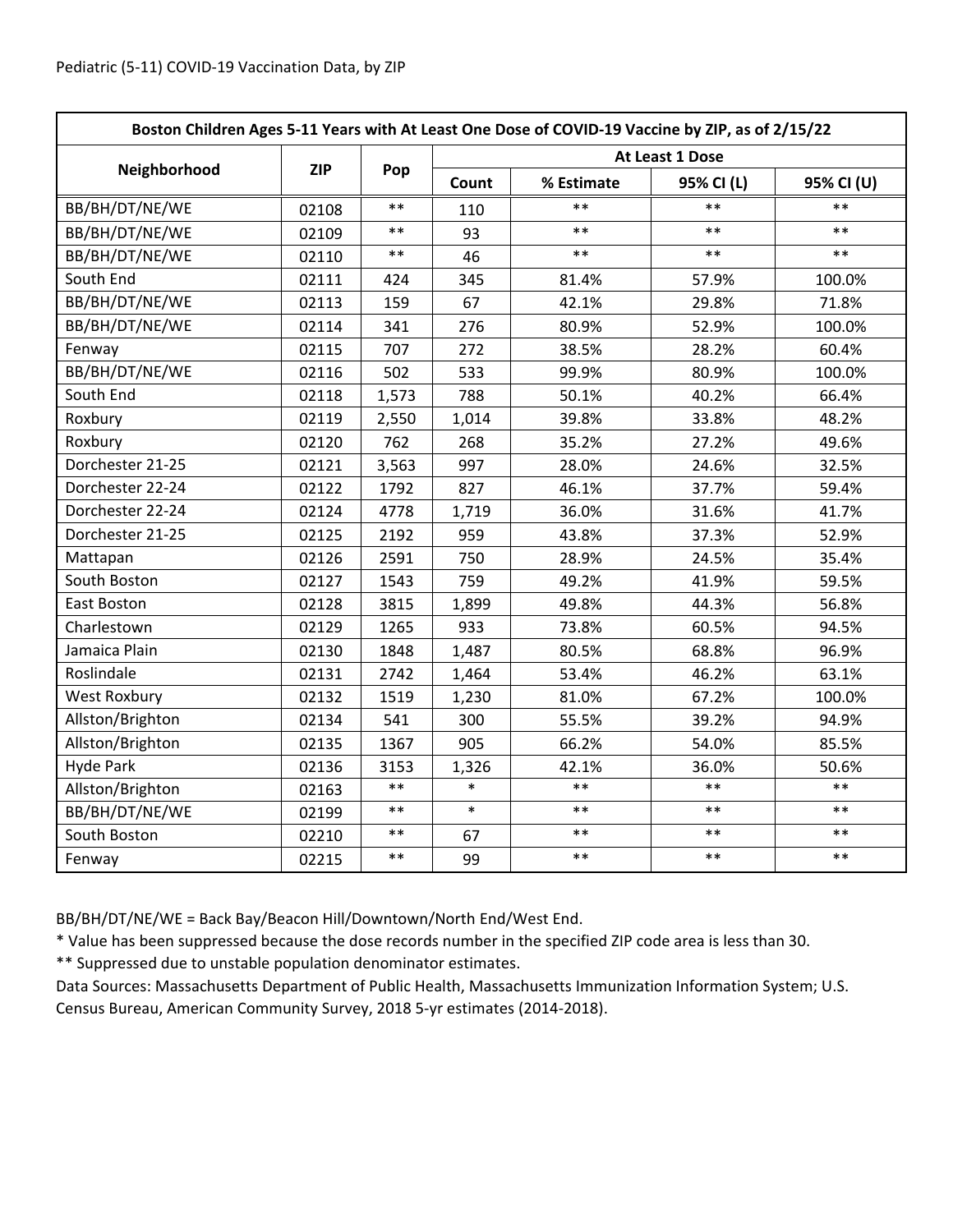Pediatric (5-11) COVID-19 Vaccination Data, by ZIP

| Boston Children Ages 5-11 Years with At Least One Dose of COVID-19 Vaccine by ZIP, as of 2/15/22 | | | | | | |
|---|---|---|---|---|---|---|
| Neighborhood | ZIP | Pop | At Least 1 Dose | | | |
| | | | Count | % Estimate | 95% CI (L) | 95% CI (U) |
| BB/BH/DT/NE/WE | 02108 | ** | 110 | ** | ** | ** |
| BB/BH/DT/NE/WE | 02109 | ** | 93 | ** | ** | ** |
| BB/BH/DT/NE/WE | 02110 | ** | 46 | ** | ** | ** |
| South End | 02111 | 424 | 345 | 81.4% | 57.9% | 100.0% |
| BB/BH/DT/NE/WE | 02113 | 159 | 67 | 42.1% | 29.8% | 71.8% |
| BB/BH/DT/NE/WE | 02114 | 341 | 276 | 80.9% | 52.9% | 100.0% |
| Fenway | 02115 | 707 | 272 | 38.5% | 28.2% | 60.4% |
| BB/BH/DT/NE/WE | 02116 | 502 | 533 | 99.9% | 80.9% | 100.0% |
| South End | 02118 | 1,573 | 788 | 50.1% | 40.2% | 66.4% |
| Roxbury | 02119 | 2,550 | 1,014 | 39.8% | 33.8% | 48.2% |
| Roxbury | 02120 | 762 | 268 | 35.2% | 27.2% | 49.6% |
| Dorchester 21-25 | 02121 | 3,563 | 997 | 28.0% | 24.6% | 32.5% |
| Dorchester 22-24 | 02122 | 1792 | 827 | 46.1% | 37.7% | 59.4% |
| Dorchester 22-24 | 02124 | 4778 | 1,719 | 36.0% | 31.6% | 41.7% |
| Dorchester 21-25 | 02125 | 2192 | 959 | 43.8% | 37.3% | 52.9% |
| Mattapan | 02126 | 2591 | 750 | 28.9% | 24.5% | 35.4% |
| South Boston | 02127 | 1543 | 759 | 49.2% | 41.9% | 59.5% |
| East Boston | 02128 | 3815 | 1,899 | 49.8% | 44.3% | 56.8% |
| Charlestown | 02129 | 1265 | 933 | 73.8% | 60.5% | 94.5% |
| Jamaica Plain | 02130 | 1848 | 1,487 | 80.5% | 68.8% | 96.9% |
| Roslindale | 02131 | 2742 | 1,464 | 53.4% | 46.2% | 63.1% |
| West Roxbury | 02132 | 1519 | 1,230 | 81.0% | 67.2% | 100.0% |
| Allston/Brighton | 02134 | 541 | 300 | 55.5% | 39.2% | 94.9% |
| Allston/Brighton | 02135 | 1367 | 905 | 66.2% | 54.0% | 85.5% |
| Hyde Park | 02136 | 3153 | 1,326 | 42.1% | 36.0% | 50.6% |
| Allston/Brighton | 02163 | ** | * | ** | ** | ** |
| BB/BH/DT/NE/WE | 02199 | ** | * | ** | ** | ** |
| South Boston | 02210 | ** | 67 | ** | ** | ** |
| Fenway | 02215 | ** | 99 | ** | ** | ** |

BB/BH/DT/NE/WE = Back Bay/Beacon Hill/Downtown/North End/West End.

* Value has been suppressed because the dose records number in the specified ZIP code area is less than 30.

** Suppressed due to unstable population denominator estimates.

Data Sources: Massachusetts Department of Public Health, Massachusetts Immunization Information System; U.S. Census Bureau, American Community Survey, 2018 5-yr estimates (2014-2018).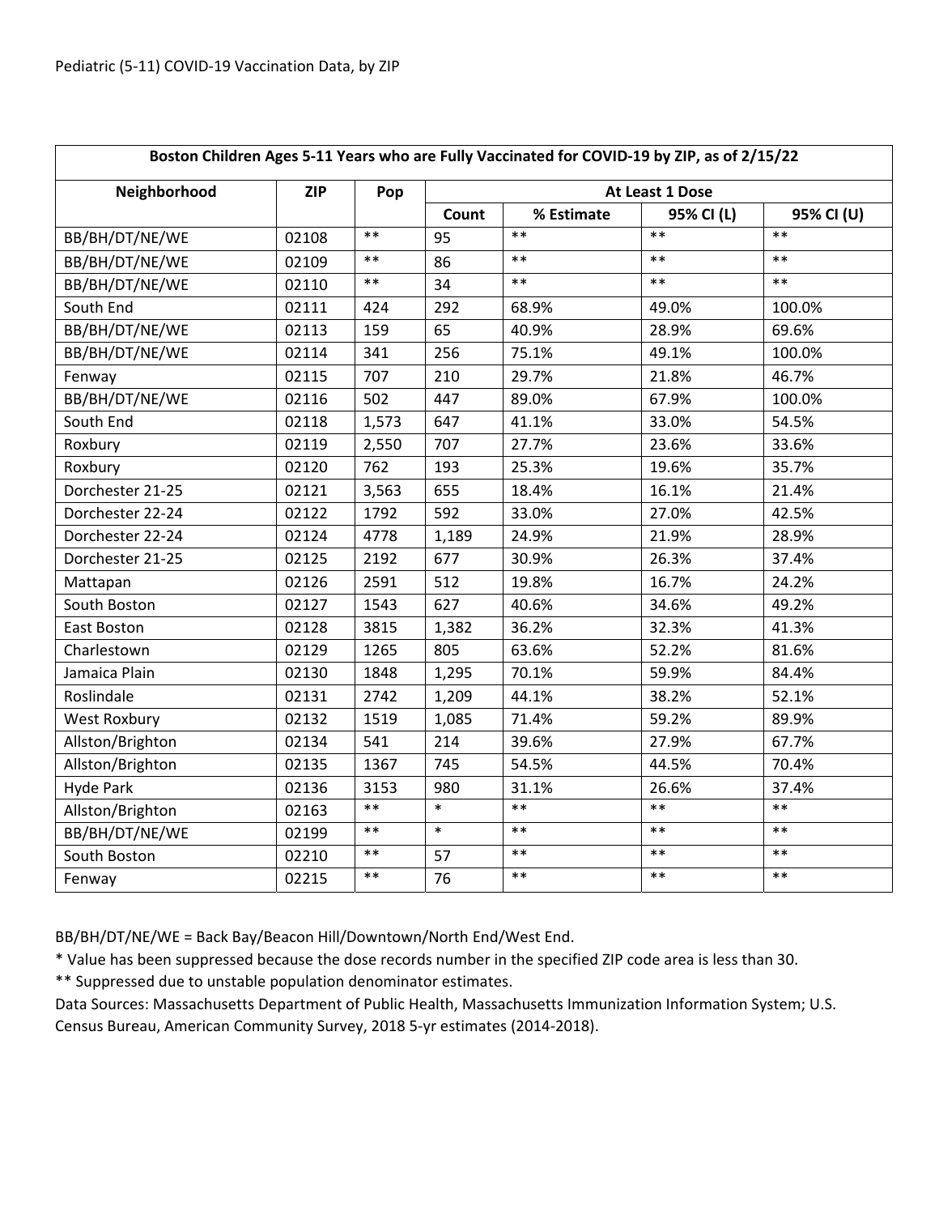Pediatric (5-11) COVID-19 Vaccination Data, by ZIP

| Boston Children Ages 5-11 Years who are Fully Vaccinated for COVID-19 by ZIP, as of 2/15/22 | | | | | | |
|---|---|---|---|---|---|---|
| Neighborhood | ZIP | Pop | At Least 1 Dose | | | |
| | | | Count | % Estimate | 95% CI (L) | 95% CI (U) |
| BB/BH/DT/NE/WE | 02108 | ** | 95 | ** | ** | ** |
| BB/BH/DT/NE/WE | 02109 | ** | 86 | ** | ** | ** |
| BB/BH/DT/NE/WE | 02110 | ** | 34 | ** | ** | ** |
| South End | 02111 | 424 | 292 | 68.9% | 49.0% | 100.0% |
| BB/BH/DT/NE/WE | 02113 | 159 | 65 | 40.9% | 28.9% | 69.6% |
| BB/BH/DT/NE/WE | 02114 | 341 | 256 | 75.1% | 49.1% | 100.0% |
| Fenway | 02115 | 707 | 210 | 29.7% | 21.8% | 46.7% |
| BB/BH/DT/NE/WE | 02116 | 502 | 447 | 89.0% | 67.9% | 100.0% |
| South End | 02118 | 1,573 | 647 | 41.1% | 33.0% | 54.5% |
| Roxbury | 02119 | 2,550 | 707 | 27.7% | 23.6% | 33.6% |
| Roxbury | 02120 | 762 | 193 | 25.3% | 19.6% | 35.7% |
| Dorchester 21-25 | 02121 | 3,563 | 655 | 18.4% | 16.1% | 21.4% |
| Dorchester 22-24 | 02122 | 1792 | 592 | 33.0% | 27.0% | 42.5% |
| Dorchester 22-24 | 02124 | 4778 | 1,189 | 24.9% | 21.9% | 28.9% |
| Dorchester 21-25 | 02125 | 2192 | 677 | 30.9% | 26.3% | 37.4% |
| Mattapan | 02126 | 2591 | 512 | 19.8% | 16.7% | 24.2% |
| South Boston | 02127 | 1543 | 627 | 40.6% | 34.6% | 49.2% |
| East Boston | 02128 | 3815 | 1,382 | 36.2% | 32.3% | 41.3% |
| Charlestown | 02129 | 1265 | 805 | 63.6% | 52.2% | 81.6% |
| Jamaica Plain | 02130 | 1848 | 1,295 | 70.1% | 59.9% | 84.4% |
| Roslindale | 02131 | 2742 | 1,209 | 44.1% | 38.2% | 52.1% |
| West Roxbury | 02132 | 1519 | 1,085 | 71.4% | 59.2% | 89.9% |
| Allston/Brighton | 02134 | 541 | 214 | 39.6% | 27.9% | 67.7% |
| Allston/Brighton | 02135 | 1367 | 745 | 54.5% | 44.5% | 70.4% |
| Hyde Park | 02136 | 3153 | 980 | 31.1% | 26.6% | 37.4% |
| Allston/Brighton | 02163 | ** | * | ** | ** | ** |
| BB/BH/DT/NE/WE | 02199 | ** | * | ** | ** | ** |
| South Boston | 02210 | ** | 57 | ** | ** | ** |
| Fenway | 02215 | ** | 76 | ** | ** | ** |

BB/BH/DT/NE/WE = Back Bay/Beacon Hill/Downtown/North End/West End.

* Value has been suppressed because the dose records number in the specified ZIP code area is less than 30.

** Suppressed due to unstable population denominator estimates.

Data Sources: Massachusetts Department of Public Health, Massachusetts Immunization Information System; U.S. Census Bureau, American Community Survey, 2018 5-yr estimates (2014-2018).